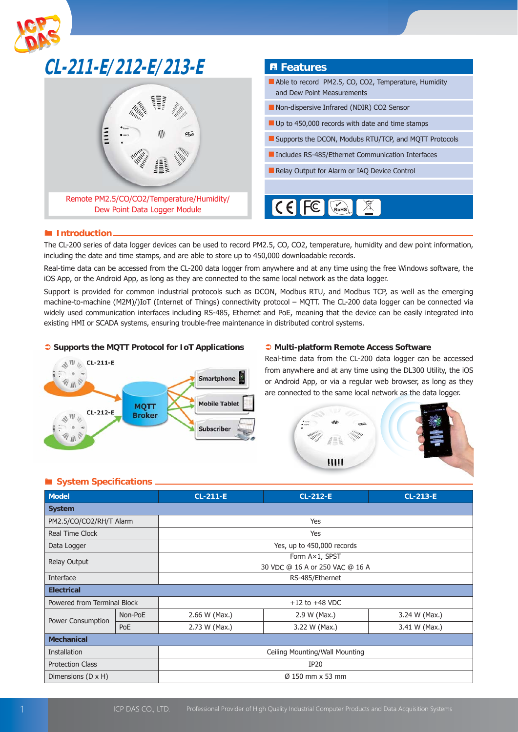# CL-211-E/212-E/213-E

Remote PM2.5/CO/CO2/Temperature/Humidity/ Dew Point Data Logger Module

## Features

- Able to record PM2.5, CO, $CO_2$, Temperature, Humidity and Dew Point Measurements
- Non-dispersive Infrared (NDIR) $CO_2$ Sensor
- Up to 450,000 records with date and time stamps
- Supports the DCON, Modubs RTU/TCP, and MQTT Protocols
- Includes RS-485/Ethernet Communication Interfaces
- Relay Output for Alarm or IAQ Device Control

## Introduction

The CL-200 series of data logger devices can be used to record PM2.5, CO, $CO_2$, temperature, humidity and dew point information, including the date and time stamps, and are able to store up to 450,000 downloadable records.

Real-time data can be accessed from the CL-200 data logger from anywhere and at any time using the free Windows software, the iOS App, or the Android App, as long as they are connected to the same local network as the data logger.

Support is provided for common industrial protocols such as DCON, Modbus RTU, and Modbus TCP, as well as the emerging machine-to-machine (M2M)/)IoT (Internet of Things) connectivity protocol – MQTT. The CL-200 data logger can be connected via widely used communication interfaces including RS-485, Ethernet and PoE, meaning that the device can be easily integrated into existing HMI or SCADA systems, ensuring trouble-free maintenance in distributed control systems.

### Supports the MQTT Protocol for IoT Applications

CL-211-E
CL-212-E
MQTT Broker
Smartphone
Mobile Tablet
Subscriber

### Multi-platform Remote Access Software

Real-time data from the CL-200 data logger can be accessed from anywhere and at any time using the DL300 Utility, the iOS or Android App, or via a regular web browser, as long as they are connected to the same local network as the data logger.

## System Specifications

| Model | | CL-211-E | CL-212-E | CL-213-E |
|---|---|---|---|---|
| **System** | | | | |
| PM2.5/CO/CO2/RH/T Alarm | | Yes | | |
| Real Time Clock | | Yes | | |
| Data Logger | | Yes, up to 450,000 records | | |
| Relay Output | | Form A×1, SPST<br>30 VDC @ 16 A or 250 VAC @ 16 A | | |
| Interface | | RS-485/Ethernet | | |
| **Electrical** | | | | |
| Powered from Terminal Block | | +12 to +48 VDC | | |
| Power Consumption | Non-PoE | 2.66 W (Max.) | 2.9 W (Max.) | 3.24 W (Max.) |
| | PoE | 2.73 W (Max.) | 3.22 W (Max.) | 3.41 W (Max.) |
| **Mechanical** | | | | |
| Installation | | Ceiling Mounting/Wall Mounting | | |
| Protection Class | | IP20 | | |
| Dimensions (D x H) | | Ø 150 mm x 53 mm | | |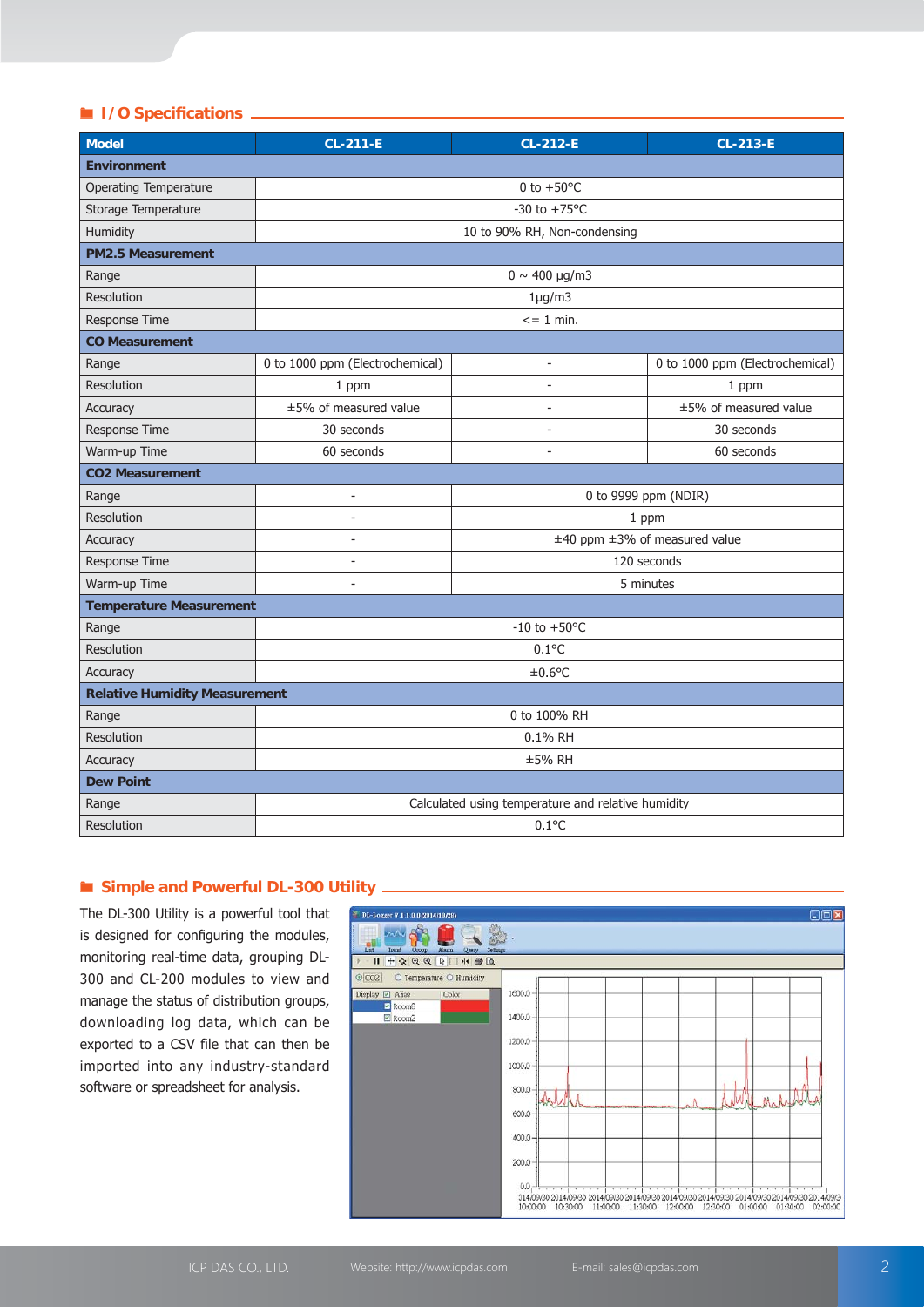## I / O Specifications

| Model | CL-211-E | CL-212-E | CL-213-E |
|---|---|---|---|
| **Environment** | | | |
| Operating Temperature | 0 to +50°C | | |
| Storage Temperature | -30 to +75°C | | |
| Humidity | 10 to 90% RH, Non-condensing | | |
| **PM2.5 Measurement** | | | |
| Range | 0 ~ 400 μg/m3 | | |
| Resolution | 1μg/m3 | | |
| Response Time | <= 1 min. | | |
| **CO Measurement** | | | |
| Range | 0 to 1000 ppm (Electrochemical) | - | 0 to 1000 ppm (Electrochemical) |
| Resolution | 1 ppm | - | 1 ppm |
| Accuracy | ±5% of measured value | - | ±5% of measured value |
| Response Time | 30 seconds | - | 30 seconds |
| Warm-up Time | 60 seconds | - | 60 seconds |
| **CO2 Measurement** | | | |
| Range | - | 0 to 9999 ppm (NDIR) | |
| Resolution | - | 1 ppm | |
| Accuracy | - | ±40 ppm ±3% of measured value | |
| Response Time | - | 120 seconds | |
| Warm-up Time | - | 5 minutes | |
| **Temperature Measurement** | | | |
| Range | -10 to +50°C | | |
| Resolution | 0.1°C | | |
| Accuracy | ±0.6°C | | |
| **Relative Humidity Measurement** | | | |
| Range | 0 to 100% RH | | |
| Resolution | 0.1% RH | | |
| Accuracy | ±5% RH | | |
| **Dew Point** | | | |
| Range | Calculated using temperature and relative humidity | | |
| Resolution | 0.1°C | | |

## Simple and Powerful DL-300 Utility

The DL-300 Utility is a powerful tool that is designed for configuring the modules, monitoring real-time data, grouping DL-300 and CL-200 modules to view and manage the status of distribution groups, downloading log data, which can be exported to a CSV file that can then be imported into any industry-standard software or spreadsheet for analysis.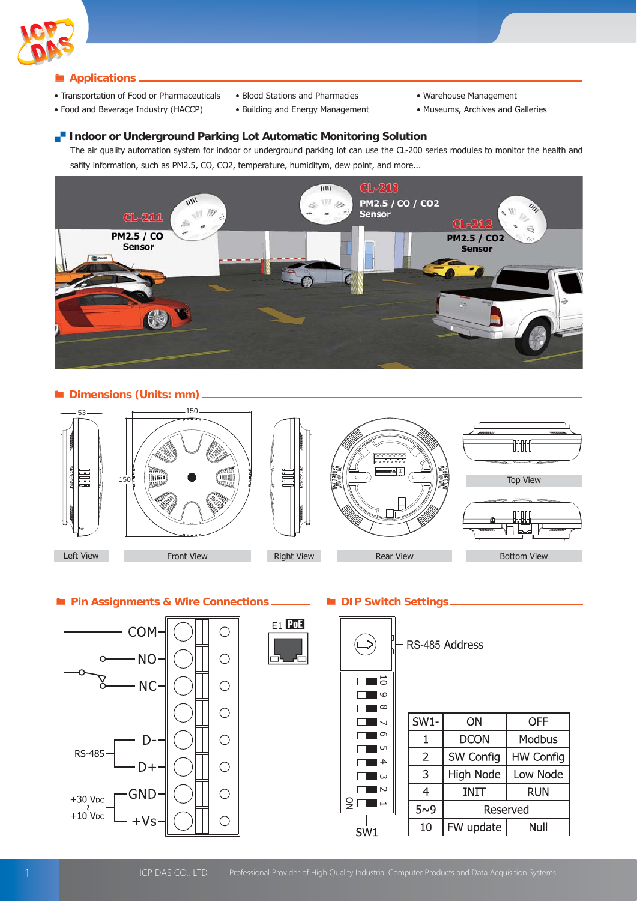## Applications

- Transportation of Food or Pharmaceuticals
- Food and Beverage Industry (HACCP)
- Blood Stations and Pharmacies
- Building and Energy Management
- Warehouse Management
- Museums, Archives and Galleries

## Indoor or Underground Parking Lot Automatic Monitoring Solution

The air quality automation system for indoor or underground parking lot can use the CL-200 series modules to monitor the health and safity information, such as PM2.5, CO, CO2, temperature, humiditym, dew point, and more...

CL-211
PM2.5 / CO Sensor

CL-213
PM2.5 / CO / CO2 Sensor

CL-212
PM2.5 / CO2 Sensor

## Dimensions (Units: mm)

53
150
150

Left View
Front View
Right View
Rear View
Top View
Bottom View

## Pin Assignments & Wire Connections

COM
NO
NC
D-
D+
GND
+Vs
RS-485
+30 VDC ~ +10 VDC
E1 PoE

## DIP Switch Settings

RS-485 Address

SW1

| SW1- | ON | OFF |
|---|---|---|
| 1 | DCON | Modbus |
| 2 | SW Config | HW Config |
| 3 | High Node | Low Node |
| 4 | INIT | RUN |
| 5~9 | Reserved | |
| 10 | FW update | Null |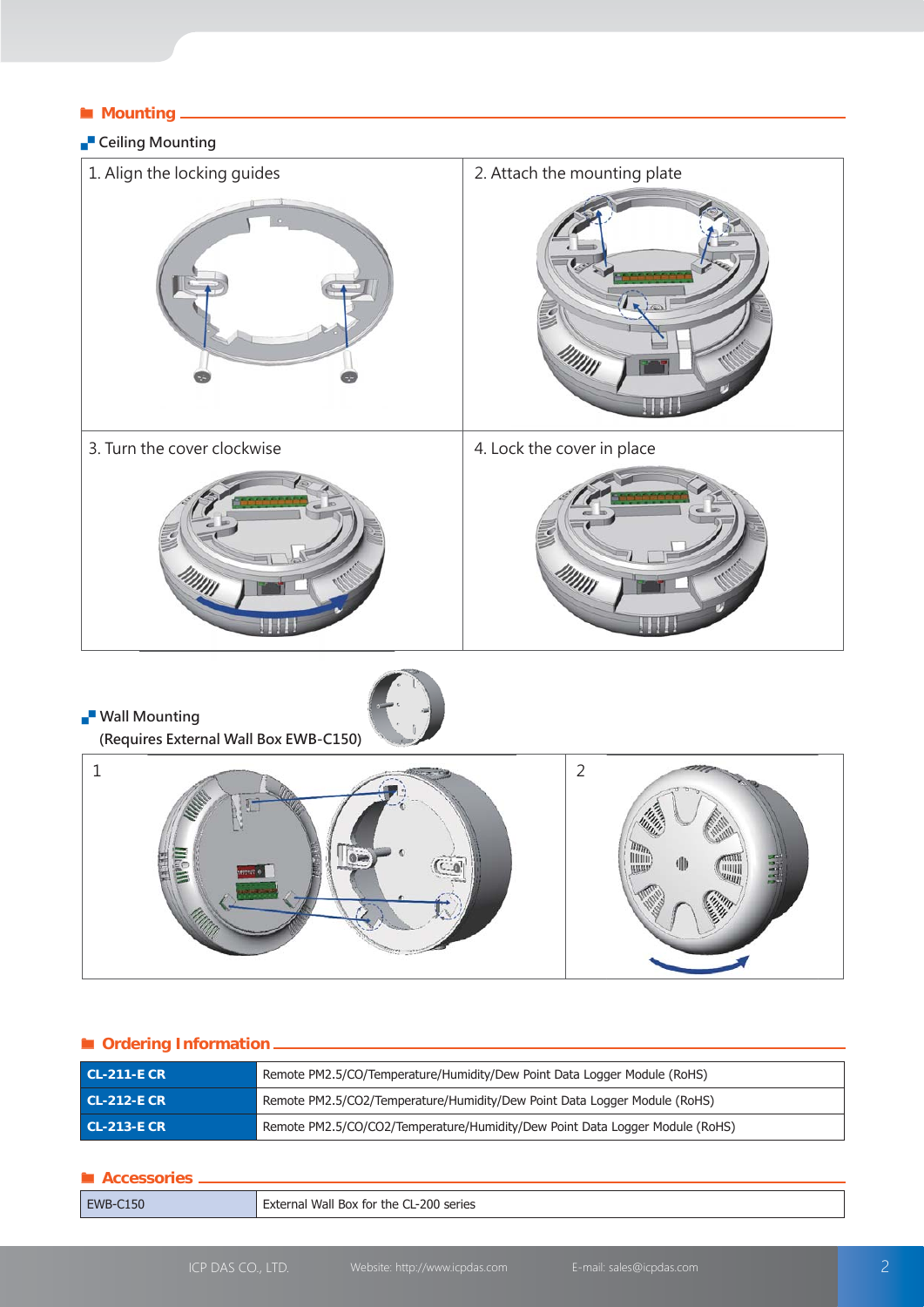## Mounting

### Ceiling Mounting

| | |
|---|---|
| 1. Align the locking guides | 2. Attach the mounting plate |
| 3. Turn the cover clockwise | 4. Lock the cover in place |

### Wall Mounting

(Requires External Wall Box EWB-C150)

| | |
|---|---|
| 1 | 2 |

## Ordering Information

| | |
|---|---|
| **CL-211-E CR** | Remote PM2.5/CO/Temperature/Humidity/Dew Point Data Logger Module (RoHS) |
| **CL-212-E CR** | Remote PM2.5/CO2/Temperature/Humidity/Dew Point Data Logger Module (RoHS) |
| **CL-213-E CR** | Remote PM2.5/CO/CO2/Temperature/Humidity/Dew Point Data Logger Module (RoHS) |

## Accessories

| | |
|---|---|
| EWB-C150 | External Wall Box for the CL-200 series |